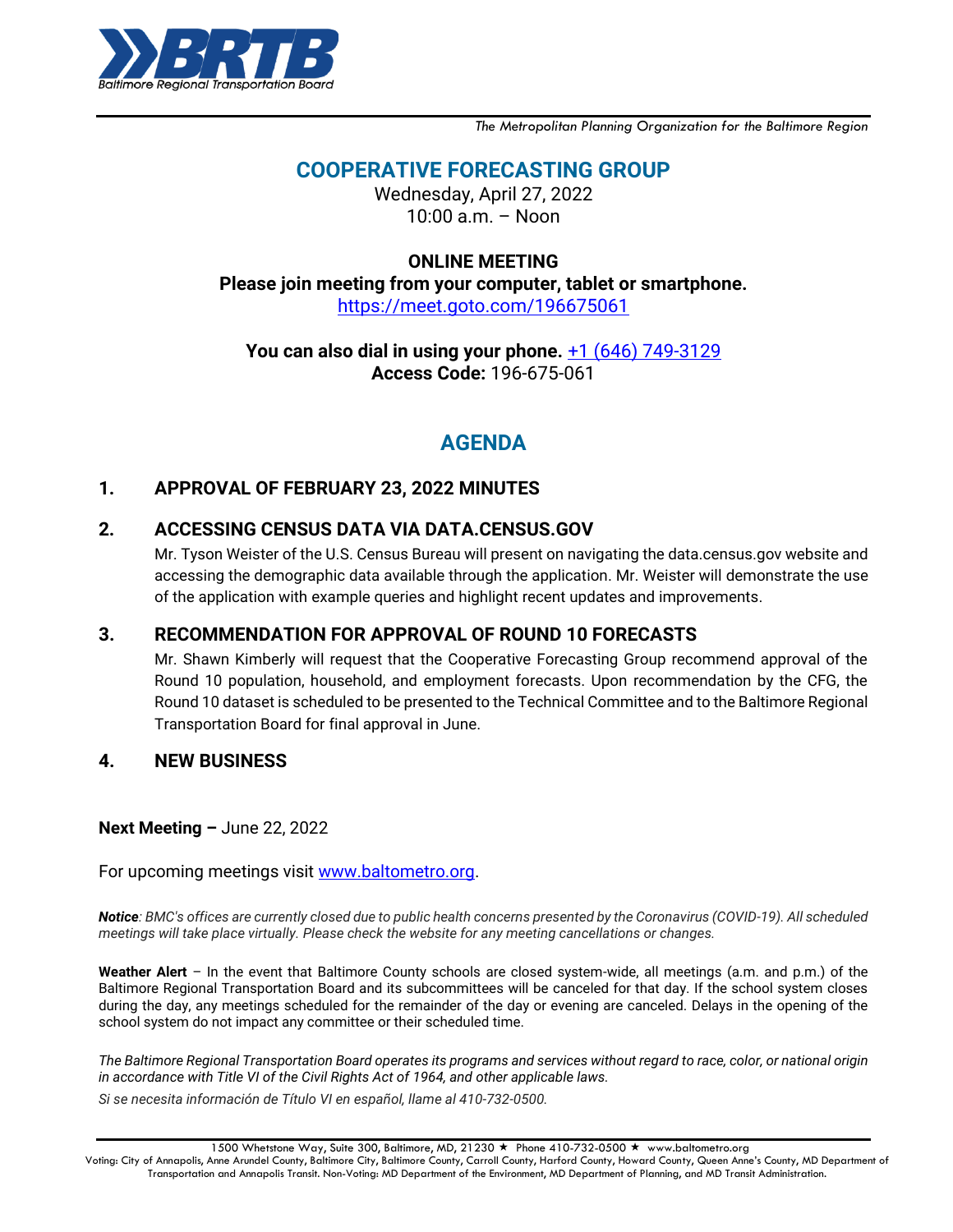**BRTB**
*Baltimore Regional Transportation Board*

*The Metropolitan Planning Organization for the Baltimore Region*

# COOPERATIVE FORECASTING GROUP

Wednesday, April 27, 2022
10:00 a.m. – Noon

**ONLINE MEETING**
**Please join meeting from your computer, tablet or smartphone.**
https://meet.goto.com/196675061

**You can also dial in using your phone.** +1 (646) 749-3129
**Access Code:** 196-675-061

## AGENDA

### 1. APPROVAL OF FEBRUARY 23, 2022 MINUTES

### 2. ACCESSING CENSUS DATA VIA DATA.CENSUS.GOV

Mr. Tyson Weister of the U.S. Census Bureau will present on navigating the data.census.gov website and accessing the demographic data available through the application. Mr. Weister will demonstrate the use of the application with example queries and highlight recent updates and improvements.

### 3. RECOMMENDATION FOR APPROVAL OF ROUND 10 FORECASTS

Mr. Shawn Kimberly will request that the Cooperative Forecasting Group recommend approval of the Round 10 population, household, and employment forecasts. Upon recommendation by the CFG, the Round 10 dataset is scheduled to be presented to the Technical Committee and to the Baltimore Regional Transportation Board for final approval in June.

### 4. NEW BUSINESS

**Next Meeting –** June 22, 2022

For upcoming meetings visit www.baltometro.org.

***Notice****: BMC's offices are currently closed due to public health concerns presented by the Coronavirus (COVID-19). All scheduled meetings will take place virtually. Please check the website for any meeting cancellations or changes.*

**Weather Alert** – In the event that Baltimore County schools are closed system-wide, all meetings (a.m. and p.m.) of the Baltimore Regional Transportation Board and its subcommittees will be canceled for that day. If the school system closes during the day, any meetings scheduled for the remainder of the day or evening are canceled. Delays in the opening of the school system do not impact any committee or their scheduled time.

*The Baltimore Regional Transportation Board operates its programs and services without regard to race, color, or national origin in accordance with Title VI of the Civil Rights Act of 1964, and other applicable laws.*

*Si se necesita información de Título VI en español, llame al 410-732-0500.*

1500 Whetstone Way, Suite 300, Baltimore, MD, 21230 ★ Phone 410-732-0500 ★ www.baltometro.org
Voting: City of Annapolis, Anne Arundel County, Baltimore City, Baltimore County, Carroll County, Harford County, Howard County, Queen Anne's County, MD Department of Transportation and Annapolis Transit. Non-Voting: MD Department of the Environment, MD Department of Planning, and MD Transit Administration.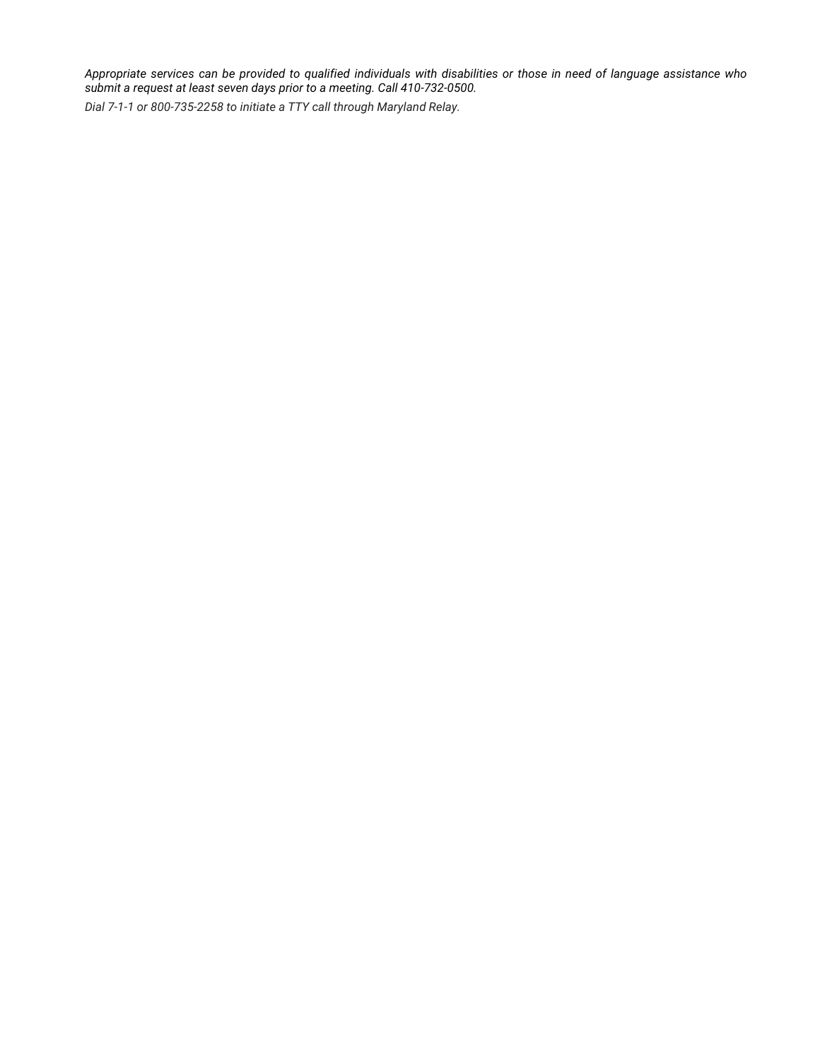*Appropriate services can be provided to qualified individuals with disabilities or those in need of language assistance who submit a request at least seven days prior to a meeting. Call 410-732-0500.*

*Dial 7-1-1 or 800-735-2258 to initiate a TTY call through Maryland Relay.*